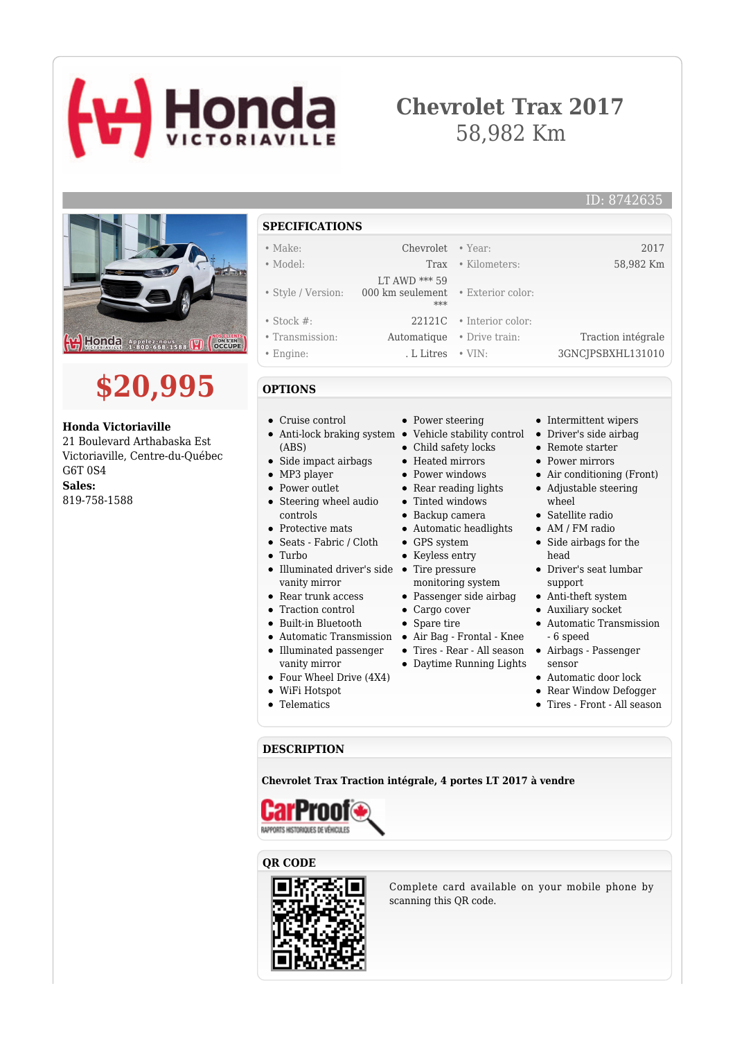# Chevrolet Trax 2017

58,982 Km

ID: 8742635

**$20,995**

**Honda Victoriaville**
21 Boulevard Arthabaska Est
Victoriaville, Centre-du-Québec
G6T 0S4
**Sales:**
819-758-1588

## SPECIFICATIONS

| | | | |
|---|---|---|---|
| • Make: | Chevrolet | • Year: | 2017 |
| • Model: | Trax | • Kilometers: | 58,982 Km |
| • Style / Version: | LT AWD *** 59 000 km seulement *** | • Exterior color: | |
| • Stock #: | 22121C | • Interior color: | |
| • Transmission: | Automatique | • Drive train: | Traction intégrale |
| • Engine: | . L Litres | • VIN: | 3GNCJPSBXHL131010 |

## OPTIONS

- Cruise control
- Anti-locking braking system (ABS)
- Side impact airbags
- MP3 player
- Power outlet
- Steering wheel audio controls
- Protective mats
- Seats - Fabric / Cloth
- Turbo
- Illuminated driver's side vanity mirror
- Rear trunk access
- Traction control
- Built-in Bluetooth
- Automatic Transmission
- Illuminated passenger vanity mirror
- Four Wheel Drive (4X4)
- WiFi Hotspot
- Telematics
- Power steering
- Vehicle stability control
- Child safety locks
- Heated mirrors
- Power windows
- Rear reading lights
- Tinted windows
- Backup camera
- Automatic headlights
- GPS system
- Keyless entry
- Tire pressure monitoring system
- Passenger side airbag
- Cargo cover
- Spare tire
- Air Bag - Frontal - Knee
- Tires - Rear - All season
- Daytime Running Lights
- Intermittent wipers
- Driver's side airbag
- Remote starter
- Power mirrors
- Air conditioning (Front)
- Adjustable steering wheel
- Satellite radio
- AM / FM radio
- Side airbags for the head
- Driver's seat lumbar support
- Anti-theft system
- Auxiliary socket
- Automatic Transmission - 6 speed
- Airbags - Passenger sensor
- Automatic door lock
- Rear Window Defogger
- Tires - Front - All season

## DESCRIPTION

**Chevrolet Trax Traction intégrale, 4 portes LT 2017 à vendre**

## QR CODE

Complete card available on your mobile phone by scanning this QR code.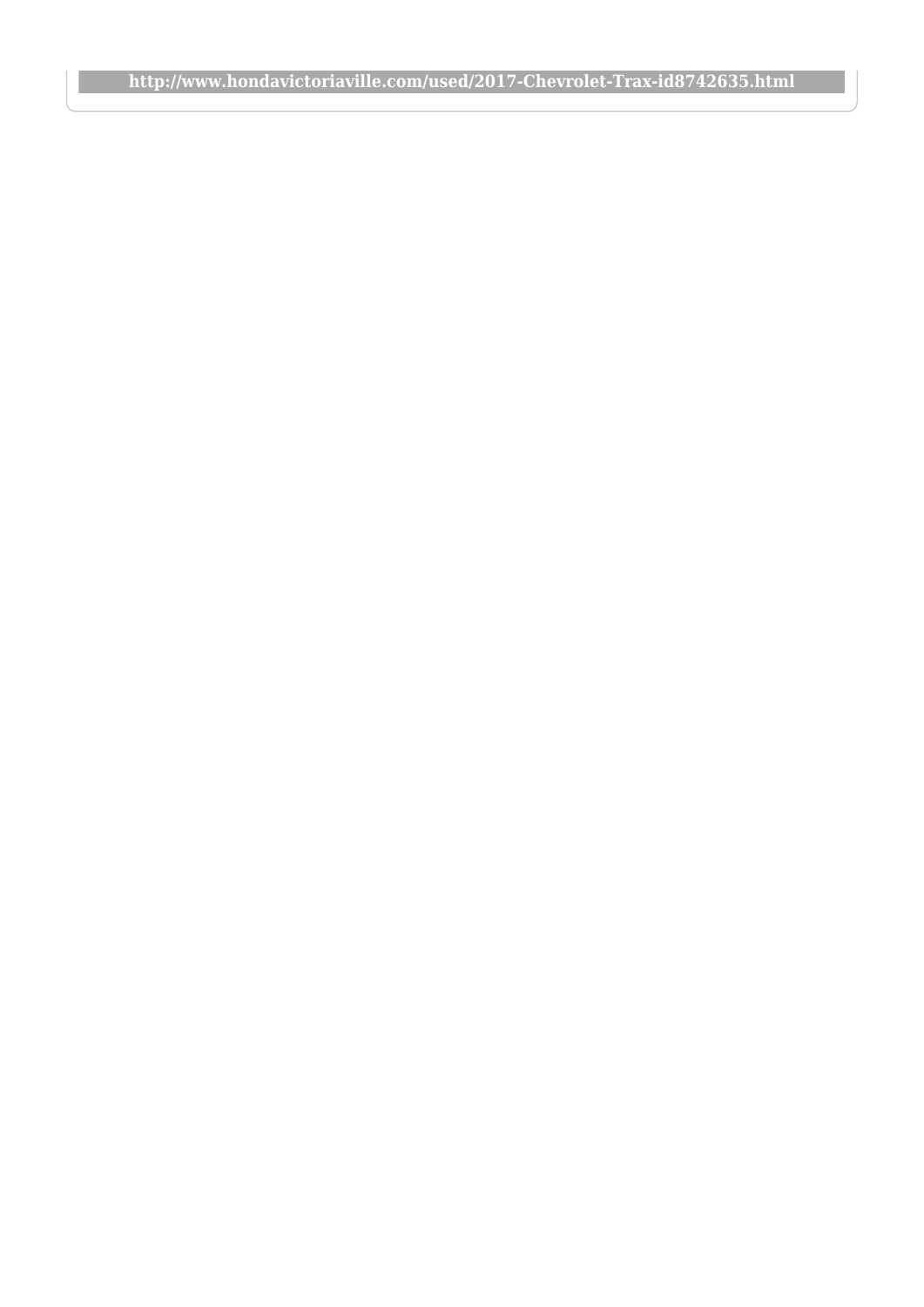http://www.hondavictoriaville.com/used/2017-Chevrolet-Trax-id8742635.html